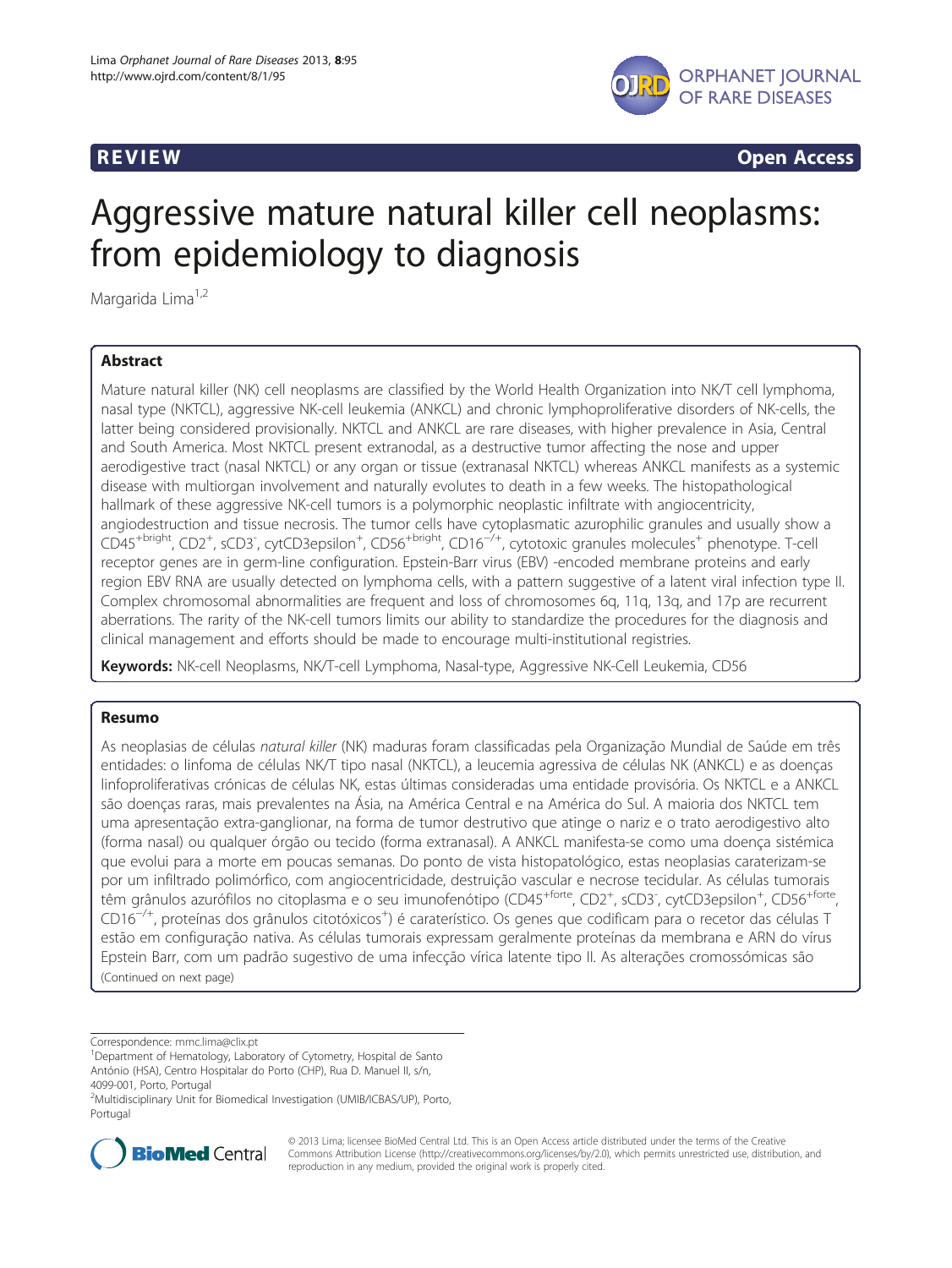REVIEW **Open Access**

# Aggressive mature natural killer cell neoplasms: from epidemiology to diagnosis

Margarida Lima[1,2]

## Abstract

Mature natural killer (NK) cell neoplasms are classified by the World Health Organization into NK/T cell lymphoma, nasal type (NKTCL), aggressive NK-cell leukemia (ANKCL) and chronic lymphoproliferative disorders of NK-cells, the latter being considered provisionally. NKTCL and ANKCL are rare diseases, with higher prevalence in Asia, Central and South America. Most NKTCL present extranodal, as a destructive tumor affecting the nose and upper aerodigestive tract (nasal NKTCL) or any organ or tissue (extranasal NKTCL) whereas ANKCL manifests as a systemic disease with multiorgan involvement and naturally evolutes to death in a few weeks. The histopathological hallmark of these aggressive NK-cell tumors is a polymorphic neoplastic infiltrate with angiocentricity, angiodestruction and tissue necrosis. The tumor cells have cytoplasmatic azurophilic granules and usually show a CD45$^{+bright}$, CD2$^{+}$, sCD3$^{-}$, cytCD3epsilon$^{+}$, CD56$^{+bright}$, CD16$^{-/+}$, cytotoxic granules molecules$^{+}$ phenotype. T-cell receptor genes are in germ-line configuration. Epstein-Barr virus (EBV) -encoded membrane proteins and early region EBV RNA are usually detected on lymphoma cells, with a pattern suggestive of a latent viral infection type II. Complex chromosomal abnormalities are frequent and loss of chromosomes 6q, 11q, 13q, and 17p are recurrent aberrations. The rarity of the NK-cell tumors limits our ability to standardize the procedures for the diagnosis and clinical management and efforts should be made to encourage multi-institutional registries.

**Keywords:** NK-cell Neoplasms, NK/T-cell Lymphoma, Nasal-type, Aggressive NK-Cell Leukemia, CD56

## Resumo

As neoplasias de células *natural killer* (NK) maduras foram classificadas pela Organização Mundial de Saúde em três entidades: o linfoma de células NK/T tipo nasal (NKTCL), a leucemia agressiva de células NK (ANKCL) e as doenças linfoproliferativas crónicas de células NK, estas últimas consideradas uma entidade provisória. Os NKTCL e a ANKCL são doenças raras, mais prevalentes na Ásia, na América Central e na América do Sul. A maioria dos NKTCL tem uma apresentação extra-ganglionar, na forma de tumor destrutivo que atinge o nariz e o trato aerodigestivo alto (forma nasal) ou qualquer órgão ou tecido (forma extranasal). A ANKCL manifesta-se como uma doença sistémica que evolui para a morte em poucas semanas. Do ponto de vista histopatológico, estas neoplasias caraterizam-se por um infiltrado polimórfico, com angiocentricidade, destruição vascular e necrose tecidular. As células tumorais têm grânulos azurófilos no citoplasma e o seu imunofenótipo (CD45$^{+forte}$, CD2$^{+}$, sCD3$^{-}$, cytCD3epsilon$^{+}$, CD56$^{+forte}$, CD16$^{-/+}$, proteínas dos grânulos citotóxicos$^{+}$) é caraterístico. Os genes que codificam para o recetor das células T estão em configuração nativa. As células tumorais expressam geralmente proteínas da membrana e ARN do vírus Epstein Barr, com um padrão sugestivo de uma infecção vírica latente tipo II. As alterações cromossómicas são
(Continued on next page)

Correspondence: mmc.lima@clix.pt

[1]Department of Hematology, Laboratory of Cytometry, Hospital de Santo António (HSA), Centro Hospitalar do Porto (CHP), Rua D. Manuel II, s/n, 4099-001, Porto, Portugal

[2]Multidisciplinary Unit for Biomedical Investigation (UMIB/ICBAS/UP), Porto, Portugal

© 2013 Lima; licensee BioMed Central Ltd. This is an Open Access article distributed under the terms of the Creative Commons Attribution License (http://creativecommons.org/licenses/by/2.0), which permits unrestricted use, distribution, and reproduction in any medium, provided the original work is properly cited.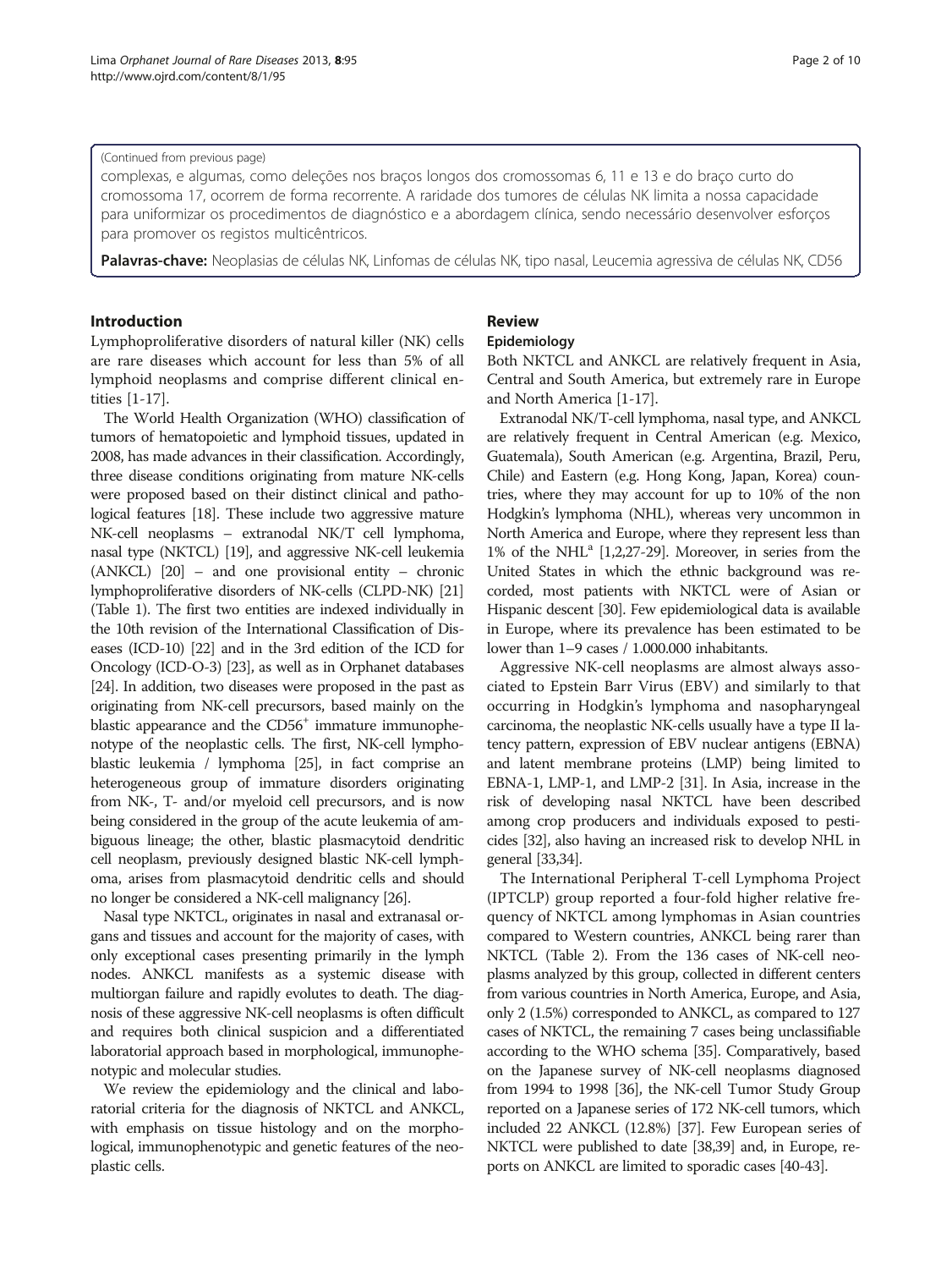(Continued from previous page)

complexas, e algumas, como deleções nos braços longos dos cromossomas 6, 11 e 13 e do braço curto do cromossoma 17, ocorrem de forma recorrente. A raridade dos tumores de células NK limita a nossa capacidade para uniformizar os procedimentos de diagnóstico e a abordagem clínica, sendo necessário desenvolver esforços para promover os registos multicêntricos.

**Palavras-chave:** Neoplasias de células NK, Linfomas de células NK, tipo nasal, Leucemia agressiva de células NK, CD56

## Introduction

Lymphoproliferative disorders of natural killer (NK) cells are rare diseases which account for less than 5% of all lymphoid neoplasms and comprise different clinical entities [1-17].

The World Health Organization (WHO) classification of tumors of hematopoietic and lymphoid tissues, updated in 2008, has made advances in their classification. Accordingly, three disease conditions originating from mature NK-cells were proposed based on their distinct clinical and pathological features [18]. These include two aggressive mature NK-cell neoplasms – extranodal NK/T cell lymphoma, nasal type (NKTCL) [19], and aggressive NK-cell leukemia (ANKCL) [20] – and one provisional entity – chronic lymphoproliferative disorders of NK-cells (CLPD-NK) [21] (Table 1). The first two entities are indexed individually in the 10th revision of the International Classification of Diseases (ICD-10) [22] and in the 3rd edition of the ICD for Oncology (ICD-O-3) [23], as well as in Orphanet databases [24]. In addition, two diseases were proposed in the past as originating from NK-cell precursors, based mainly on the blastic appearance and the CD56[+] immature immunophenotype of the neoplastic cells. The first, NK-cell lymphoblastic leukemia / lymphoma [25], in fact comprise an heterogeneous group of immature disorders originating from NK-, T- and/or myeloid cell precursors, and is now being considered in the group of the acute leukemia of ambiguous lineage; the other, blastic plasmacytoid dendritic cell neoplasm, previously designed blastic NK-cell lymphoma, arises from plasmacytoid dendritic cells and should no longer be considered a NK-cell malignancy [26].

Nasal type NKTCL, originates in nasal and extranasal organs and tissues and account for the majority of cases, with only exceptional cases presenting primarily in the lymph nodes. ANKCL manifests as a systemic disease with multiorgan failure and rapidly evolutes to death. The diagnosis of these aggressive NK-cell neoplasms is often difficult and requires both clinical suspicion and a differentiated laboratorial approach based in morphological, immunophenotypic and molecular studies.

We review the epidemiology and the clinical and laboratorial criteria for the diagnosis of NKTCL and ANKCL, with emphasis on tissue histology and on the morphological, immunophenotypic and genetic features of the neoplastic cells.

## Review

### Epidemiology

Both NKTCL and ANKCL are relatively frequent in Asia, Central and South America, but extremely rare in Europe and North America [1-17].

Extranodal NK/T-cell lymphoma, nasal type, and ANKCL are relatively frequent in Central American (e.g. Mexico, Guatemala), South American (e.g. Argentina, Brazil, Peru, Chile) and Eastern (e.g. Hong Kong, Japan, Korea) countries, where they may account for up to 10% of the non Hodgkin's lymphoma (NHL), whereas very uncommon in North America and Europe, where they represent less than 1% of the NHL[a] [1,2,27-29]. Moreover, in series from the United States in which the ethnic background was recorded, most patients with NKTCL were of Asian or Hispanic descent [30]. Few epidemiological data is available in Europe, where its prevalence has been estimated to be lower than 1–9 cases / 1.000.000 inhabitants.

Aggressive NK-cell neoplasms are almost always associated to Epstein Barr Virus (EBV) and similarly to that occurring in Hodgkin's lymphoma and nasopharyngeal carcinoma, the neoplastic NK-cells usually have a type II latency pattern, expression of EBV nuclear antigens (EBNA) and latent membrane proteins (LMP) being limited to EBNA-1, LMP-1, and LMP-2 [31]. In Asia, increase in the risk of developing nasal NKTCL have been described among crop producers and individuals exposed to pesticides [32], also having an increased risk to develop NHL in general [33,34].

The International Peripheral T-cell Lymphoma Project (IPTCLP) group reported a four-fold higher relative frequency of NKTCL among lymphomas in Asian countries compared to Western countries, ANKCL being rarer than NKTCL (Table 2). From the 136 cases of NK-cell neoplasms analyzed by this group, collected in different centers from various countries in North America, Europe, and Asia, only 2 (1.5%) corresponded to ANKCL, as compared to 127 cases of NKTCL, the remaining 7 cases being unclassifiable according to the WHO schema [35]. Comparatively, based on the Japanese survey of NK-cell neoplasms diagnosed from 1994 to 1998 [36], the NK-cell Tumor Study Group reported on a Japanese series of 172 NK-cell tumors, which included 22 ANKCL (12.8%) [37]. Few European series of NKTCL were published to date [38,39] and, in Europe, reports on ANKCL are limited to sporadic cases [40-43].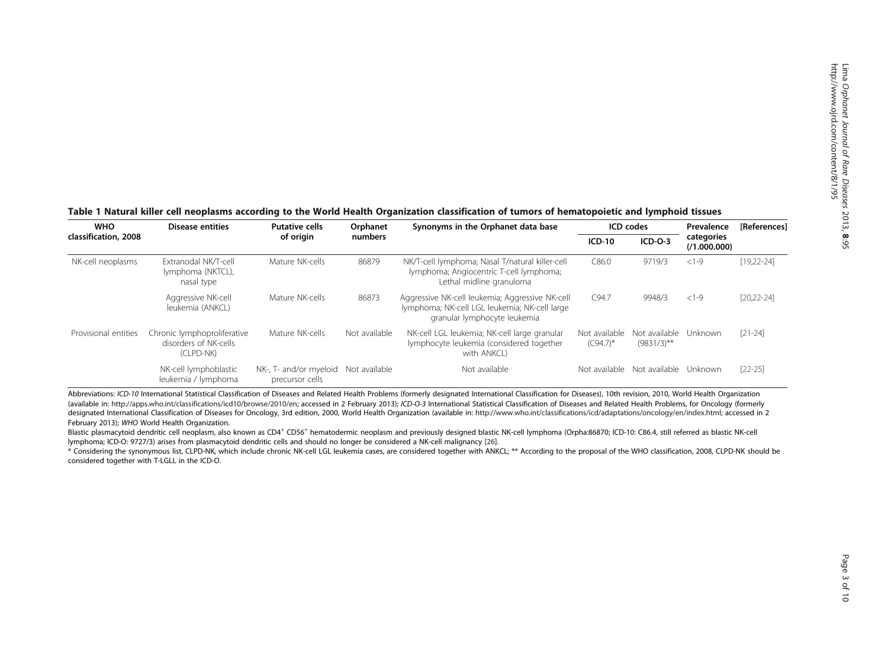**Table 1 Natural killer cell neoplasms according to the World Health Organization classification of tumors of hematopoietic and lymphoid tissues**

| WHO classification, 2008 | Disease entities | Putative cells of origin | Orphanet numbers | Synonyms in the Orphanet data base | ICD codes | | Prevalence categories (/1.000.000) | [References] |
|---|---|---|---|---|---|---|---|---|
| | | | | | ICD-10 | ICD-O-3 | | |
| NK-cell neoplasms | Extranodal NK/T-cell lymphoma (NKTCL), nasal type | Mature NK-cells | 86879 | NK/T-cell lymphoma; Nasal T/natural killer-cell lymphoma; Angiocentric T-cell lymphoma; Lethal midline granuloma | C86.0 | 9719/3 | <1-9 | [19,22-24] |
| | Aggressive NK-cell leukemia (ANKCL) | Mature NK-cells | 86873 | Aggressive NK-cell leukemia; Aggressive NK-cell lymphoma; NK-cell LGL leukemia; NK-cell large granular lymphocyte leukemia | C94.7 | 9948/3 | <1-9 | [20,22-24] |
| Provisional entities | Chronic lymphoproliferative disorders of NK-cells (CLPD-NK) | Mature NK-cells | Not available | NK-cell LGL leukemia; NK-cell large granular lymphocyte leukemia (considered together with ANKCL) | Not available (C94.7)* | Not available (9831/3)** | Unknown | [21-24] |
| | NK-cell lymphoblastic leukemia / lymphoma | NK-, T- and/or myeloid precursor cells | Not available | Not available | Not available | Not available | Unknown | [22-25] |

Abbreviations: *ICD-10* International Statistical Classification of Diseases and Related Health Problems (formerly designated International Classification for Diseases), 10th revision, 2010, World Health Organization (available in: http://apps.who.int/classifications/icd10/browse/2010/en; accessed in 2 February 2013); *ICD-O-3* International Statistical Classification of Diseases and Related Health Problems, for Oncology (formerly designated International Classification of Diseases for Oncology, 3rd edition, 2000, World Health Organization (available in: http://www.who.int/classifications/icd/adaptations/oncology/en/index.html; accessed in 2 February 2013); *WHO* World Health Organization.

Blastic plasmacytoid dendritic cell neoplasm, also known as $CD4^{+}$ $CD56^{+}$ hematodermic neoplasm and previously designed blastic NK-cell lymphoma (Orpha:86870; ICD-10: C86.4, still referred as blastic NK-cell lymphoma; ICD-O: 9727/3) arises from plasmacytoid dendritic cells and should no longer be considered a NK-cell malignancy [26].

* Considering the synonymous list, CLPD-NK, which include chronic NK-cell LGL leukemia cases, are considered together with ANKCL; ** According to the proposal of the WHO classification, 2008, CLPD-NK should be considered together with T-LGLL in the ICD-O.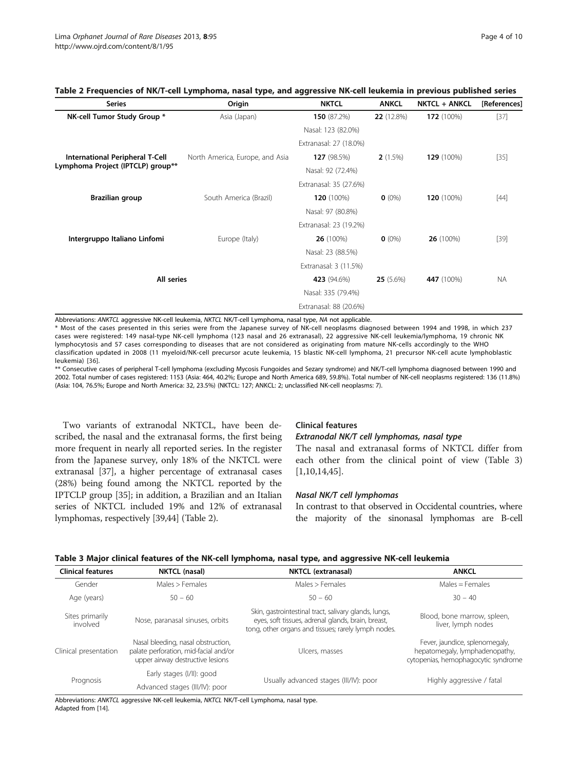**Table 2 Frequencies of NK/T-cell Lymphoma, nasal type, and aggressive NK-cell leukemia in previous published series**

| Series | Origin | NKTCL | ANKCL | NKTCL + ANKCL | [References] |
|---|---|---|---|---|---|
| **NK-cell Tumor Study Group *** | Asia (Japan) | **150** (87.2%) | **22** (12.8%) | **172** (100%) | [37] |
| | | Nasal: 123 (82.0%) | | | |
| | | Extranasal: 27 (18.0%) | | | |
| **International Peripheral T-Cell Lymphoma Project (IPTCLP) group**** | North America, Europe, and Asia | **127** (98.5%) | **2** (1.5%) | **129** (100%) | [35] |
| | | Nasal: 92 (72.4%) | | | |
| | | Extranasal: 35 (27.6%) | | | |
| **Brazilian group** | South America (Brazil) | **120** (100%) | **0** (0%) | **120** (100%) | [44] |
| | | Nasal: 97 (80.8%) | | | |
| | | Extranasal: 23 (19.2%) | | | |
| **Intergruppo Italiano Linfomi** | Europe (Italy) | **26** (100%) | **0** (0%) | **26** (100%) | [39] |
| | | Nasal: 23 (88.5%) | | | |
| | | Extranasal: 3 (11.5%) | | | |
| **All series** | | **423** (94.6%) | **25** (5.6%) | **447** (100%) | NA |
| | | Nasal: 335 (79.4%) | | | |
| | | Extranasal: 88 (20.6%) | | | |

Abbreviations: *ANKTCL* aggressive NK-cell leukemia, *NKTCL* NK/T-cell Lymphoma, nasal type, *NA* not applicable.

* Most of the cases presented in this series were from the Japanese survey of NK-cell neoplasms diagnosed between 1994 and 1998, in which 237 cases were registered: 149 nasal-type NK-cell lymphoma (123 nasal and 26 extranasal), 22 aggressive NK-cell leukemia/lymphoma, 19 chronic NK lymphocytosis and 57 cases corresponding to diseases that are not considered as originating from mature NK-cells accordingly to the WHO classification updated in 2008 (11 myeloid/NK-cell precursor acute leukemia, 15 blastic NK-cell lymphoma, 21 precursor NK-cell acute lymphoblastic leukemia) [36].

** Consecutive cases of peripheral T-cell lymphoma (excluding Mycosis Fungoides and Sezary syndrome) and NK/T-cell lymphoma diagnosed between 1990 and 2002. Total number of cases registered: 1153 (Asia: 464, 40.2%; Europe and North America 689, 59.8%). Total number of NK-cell neoplasms registered: 136 (11.8%) (Asia: 104, 76.5%; Europe and North America: 32, 23.5%) (NKTCL: 127; ANKCL: 2; unclassified NK-cell neoplasms: 7).

Two variants of extranodal NKTCL, have been described, the nasal and the extranasal forms, the first being more frequent in nearly all reported series. In the register from the Japanese survey, only 18% of the NKTCL were extranasal [37], a higher percentage of extranasal cases (28%) being found among the NKTCL reported by the IPTCLP group [35]; in addition, a Brazilian and an Italian series of NKTCL included 19% and 12% of extranasal lymphomas, respectively [39,44] (Table 2).

## Clinical features

### *Extranodal NK/T cell lymphomas, nasal type*

The nasal and extranasal forms of NKTCL differ from each other from the clinical point of view (Table 3) [1,10,14,45].

### *Nasal NK/T cell lymphomas*

In contrast to that observed in Occidental countries, where the majority of the sinonasal lymphomas are B-cell

**Table 3 Major clinical features of the NK-cell lymphoma, nasal type, and aggressive NK-cell leukemia**

| Clinical features | NKTCL (nasal) | NKTCL (extranasal) | ANKCL |
|---|---|---|---|
| Gender | Males > Females | Males > Females | Males = Females |
| Age (years) | 50 – 60 | 50 – 60 | 30 – 40 |
| Sites primarily involved | Nose, paranasal sinuses, orbits | Skin, gastrointestinal tract, salivary glands, lungs, eyes, soft tissues, adrenal glands, brain, breast, tong, other organs and tissues; rarely lymph nodes. | Blood, bone marrow, spleen, liver, lymph nodes |
| Clinical presentation | Nasal bleeding, nasal obstruction, palate perforation, mid-facial and/or upper airway destructive lesions | Ulcers, masses | Fever, jaundice, splenomegaly, hepatomegaly, lymphadenopathy, cytopenias, hemophagocytic syndrome |
| Prognosis | Early stages (I/II): good<br>Advanced stages (III/IV): poor | Usually advanced stages (III/IV): poor | Highly aggressive / fatal |

Abbreviations: *ANKTCL* aggressive NK-cell leukemia, *NKTCL* NK/T-cell Lymphoma, nasal type.
Adapted from [14].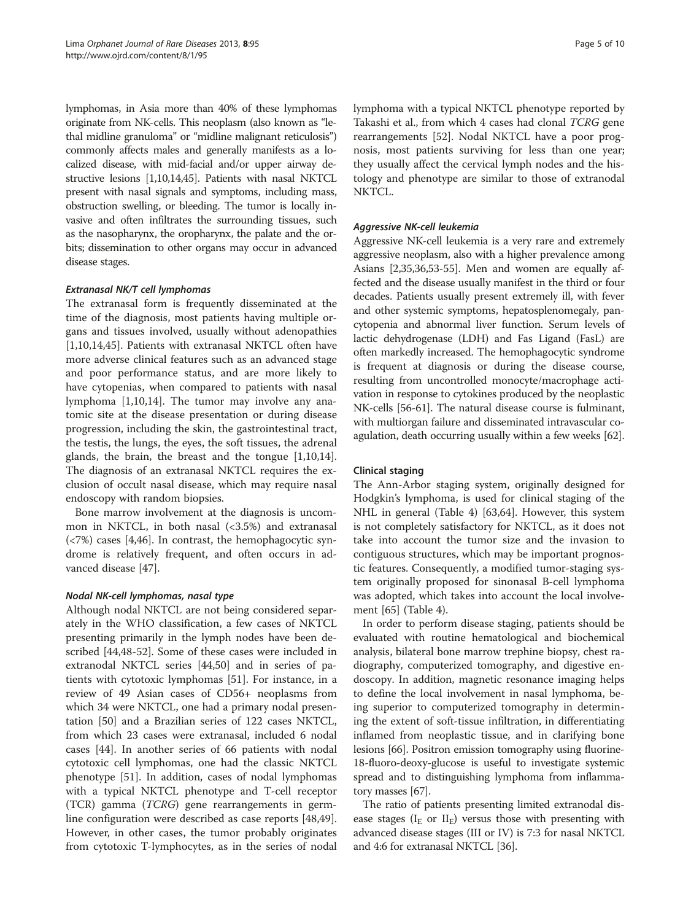lymphomas, in Asia more than 40% of these lymphomas originate from NK-cells. This neoplasm (also known as "lethal midline granuloma" or "midline malignant reticulosis") commonly affects males and generally manifests as a localized disease, with mid-facial and/or upper airway destructive lesions [1,10,14,45]. Patients with nasal NKTCL present with nasal signals and symptoms, including mass, obstruction swelling, or bleeding. The tumor is locally invasive and often infiltrates the surrounding tissues, such as the nasopharynx, the oropharynx, the palate and the orbits; dissemination to other organs may occur in advanced disease stages.

#### *Extranasal NK/T cell lymphomas*

The extranasal form is frequently disseminated at the time of the diagnosis, most patients having multiple organs and tissues involved, usually without adenopathies [1,10,14,45]. Patients with extranasal NKTCL often have more adverse clinical features such as an advanced stage and poor performance status, and are more likely to have cytopenias, when compared to patients with nasal lymphoma [1,10,14]. The tumor may involve any anatomic site at the disease presentation or during disease progression, including the skin, the gastrointestinal tract, the testis, the lungs, the eyes, the soft tissues, the adrenal glands, the brain, the breast and the tongue [1,10,14]. The diagnosis of an extranasal NKTCL requires the exclusion of occult nasal disease, which may require nasal endoscopy with random biopsies.

Bone marrow involvement at the diagnosis is uncommon in NKTCL, in both nasal (<3.5%) and extranasal (<7%) cases [4,46]. In contrast, the hemophagocytic syndrome is relatively frequent, and often occurs in advanced disease [47].

#### *Nodal NK-cell lymphomas, nasal type*

Although nodal NKTCL are not being considered separately in the WHO classification, a few cases of NKTCL presenting primarily in the lymph nodes have been described [44,48-52]. Some of these cases were included in extranodal NKTCL series [44,50] and in series of patients with cytotoxic lymphomas [51]. For instance, in a review of 49 Asian cases of CD56+ neoplasms from which 34 were NKTCL, one had a primary nodal presentation [50] and a Brazilian series of 122 cases NKTCL, from which 23 cases were extranasal, included 6 nodal cases [44]. In another series of 66 patients with nodal cytotoxic cell lymphomas, one had the classic NKTCL phenotype [51]. In addition, cases of nodal lymphomas with a typical NKTCL phenotype and T-cell receptor (TCR) gamma (*TCRG*) gene rearrangements in germline configuration were described as case reports [48,49]. However, in other cases, the tumor probably originates from cytotoxic T-lymphocytes, as in the series of nodal lymphoma with a typical NKTCL phenotype reported by Takashi et al., from which 4 cases had clonal *TCRG* gene rearrangements [52]. Nodal NKTCL have a poor prognosis, most patients surviving for less than one year; they usually affect the cervical lymph nodes and the histology and phenotype are similar to those of extranodal NKTCL.

#### *Aggressive NK-cell leukemia*

Aggressive NK-cell leukemia is a very rare and extremely aggressive neoplasm, also with a higher prevalence among Asians [2,35,36,53-55]. Men and women are equally affected and the disease usually manifest in the third or four decades. Patients usually present extremely ill, with fever and other systemic symptoms, hepatosplenomegaly, pancytopenia and abnormal liver function. Serum levels of lactic dehydrogenase (LDH) and Fas Ligand (FasL) are often markedly increased. The hemophagocytic syndrome is frequent at diagnosis or during the disease course, resulting from uncontrolled monocyte/macrophage activation in response to cytokines produced by the neoplastic NK-cells [56-61]. The natural disease course is fulminant, with multiorgan failure and disseminated intravascular coagulation, death occurring usually within a few weeks [62].

### Clinical staging

The Ann-Arbor staging system, originally designed for Hodgkin's lymphoma, is used for clinical staging of the NHL in general (Table 4) [63,64]. However, this system is not completely satisfactory for NKTCL, as it does not take into account the tumor size and the invasion to contiguous structures, which may be important prognostic features. Consequently, a modified tumor-staging system originally proposed for sinonasal B-cell lymphoma was adopted, which takes into account the local involvement [65] (Table 4).

In order to perform disease staging, patients should be evaluated with routine hematological and biochemical analysis, bilateral bone marrow trephine biopsy, chest radiography, computerized tomography, and digestive endoscopy. In addition, magnetic resonance imaging helps to define the local involvement in nasal lymphoma, being superior to computerized tomography in determining the extent of soft-tissue infiltration, in differentiating inflamed from neoplastic tissue, and in clarifying bone lesions [66]. Positron emission tomography using fluorine-18-fluoro-deoxy-glucose is useful to investigate systemic spread and to distinguishing lymphoma from inflammatory masses [67].

The ratio of patients presenting limited extranodal disease stages ($I_E$ or $II_E$) versus those with presenting with advanced disease stages (III or IV) is 7:3 for nasal NKTCL and 4:6 for extranasal NKTCL [36].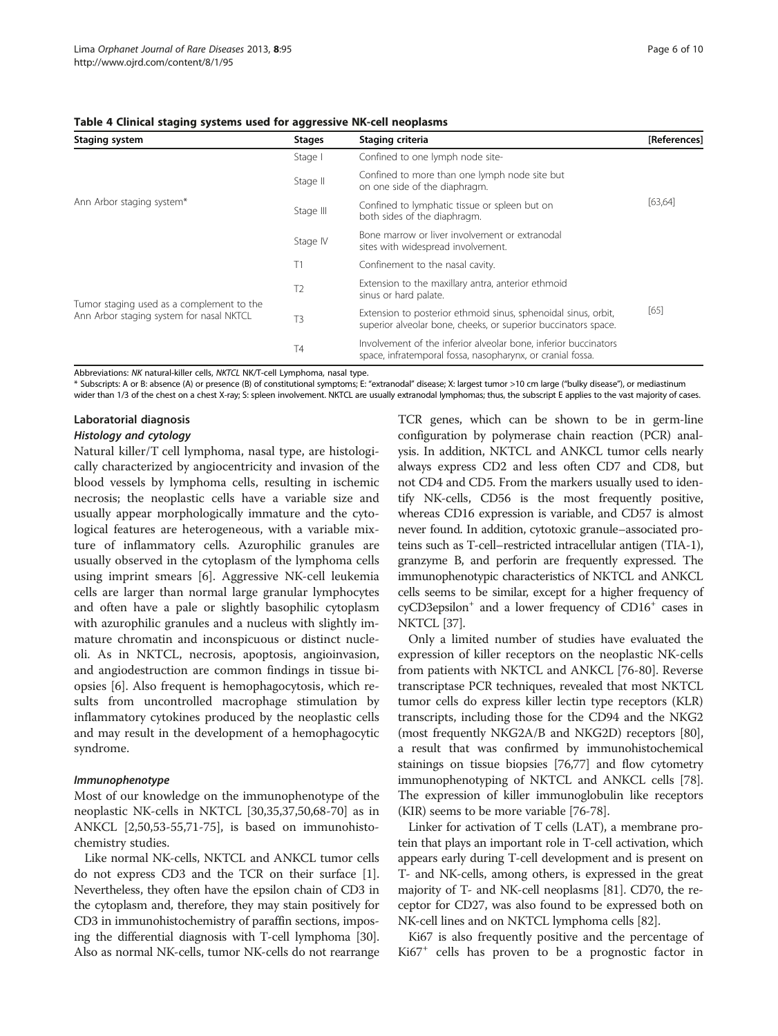**Table 4 Clinical staging systems used for aggressive NK-cell neoplasms**

| Staging system | Stages | Staging criteria | [References] |
|---|---|---|---|
| Ann Arbor staging system* | Stage I | Confined to one lymph node site- | [63,64] |
| | Stage II | Confined to more than one lymph node site but on one side of the diaphragm. | |
| | Stage III | Confined to lymphatic tissue or spleen but on both sides of the diaphragm. | |
| | Stage IV | Bone marrow or liver involvement or extranodal sites with widespread involvement. | |
| Tumor staging used as a complement to the Ann Arbor staging system for nasal NKTCL | T1 | Confinement to the nasal cavity. | [65] |
| | T2 | Extension to the maxillary antra, anterior ethmoid sinus or hard palate. | |
| | T3 | Extension to posterior ethmoid sinus, sphenoidal sinus, orbit, superior alveolar bone, cheeks, or superior buccinators space. | |
| | T4 | Involvement of the inferior alveolar bone, inferior buccinators space, infratemporal fossa, nasopharynx, or cranial fossa. | |

Abbreviations: *NK* natural-killer cells, *NKTCL* NK/T-cell Lymphoma, nasal type.
* Subscripts: A or B: absence (A) or presence (B) of constitutional symptoms; E: "extranodal" disease; X: largest tumor >10 cm large ("bulky disease"), or mediastinum wider than 1/3 of the chest on a chest X-ray; S: spleen involvement. NKTCL are usually extranodal lymphomas; thus, the subscript E applies to the vast majority of cases.

## Laboratorial diagnosis

### *Histology and cytology*

Natural killer/T cell lymphoma, nasal type, are histologically characterized by angiocentricity and invasion of the blood vessels by lymphoma cells, resulting in ischemic necrosis; the neoplastic cells have a variable size and usually appear morphologically immature and the cytological features are heterogeneous, with a variable mixture of inflammatory cells. Azurophilic granules are usually observed in the cytoplasm of the lymphoma cells using imprint smears [6]. Aggressive NK-cell leukemia cells are larger than normal large granular lymphocytes and often have a pale or slightly basophilic cytoplasm with azurophilic granules and a nucleus with slightly immature chromatin and inconspicuous or distinct nucleoli. As in NKTCL, necrosis, apoptosis, angioinvasion, and angiodestruction are common findings in tissue biopsies [6]. Also frequent is hemophagocytosis, which results from uncontrolled macrophage stimulation by inflammatory cytokines produced by the neoplastic cells and may result in the development of a hemophagocytic syndrome.

### *Immunophenotype*

Most of our knowledge on the immunophenotype of the neoplastic NK-cells in NKTCL [30,35,37,50,68-70] as in ANKCL [2,50,53-55,71-75], is based on immunohistochemistry studies.

Like normal NK-cells, NKTCL and ANKCL tumor cells do not express CD3 and the TCR on their surface [1]. Nevertheless, they often have the epsilon chain of CD3 in the cytoplasm and, therefore, they may stain positively for CD3 in immunohistochemistry of paraffin sections, imposing the differential diagnosis with T-cell lymphoma [30]. Also as normal NK-cells, tumor NK-cells do not rearrange TCR genes, which can be shown to be in germ-line configuration by polymerase chain reaction (PCR) analysis. In addition, NKTCL and ANKCL tumor cells nearly always express CD2 and less often CD7 and CD8, but not CD4 and CD5. From the markers usually used to identify NK-cells, CD56 is the most frequently positive, whereas CD16 expression is variable, and CD57 is almost never found. In addition, cytotoxic granule–associated proteins such as T-cell–restricted intracellular antigen (TIA-1), granzyme B, and perforin are frequently expressed. The immunophenotypic characteristics of NKTCL and ANKCL cells seems to be similar, except for a higher frequency of cyCD3epsilon$^{+}$ and a lower frequency of CD16$^{+}$ cases in NKTCL [37].

Only a limited number of studies have evaluated the expression of killer receptors on the neoplastic NK-cells from patients with NKTCL and ANKCL [76-80]. Reverse transcriptase PCR techniques, revealed that most NKTCL tumor cells do express killer lectin type receptors (KLR) transcripts, including those for the CD94 and the NKG2 (most frequently NKG2A/B and NKG2D) receptors [80], a result that was confirmed by immunohistochemical stainings on tissue biopsies [76,77] and flow cytometry immunophenotyping of NKTCL and ANKCL cells [78]. The expression of killer immunoglobulin like receptors (KIR) seems to be more variable [76-78].

Linker for activation of T cells (LAT), a membrane protein that plays an important role in T-cell activation, which appears early during T-cell development and is present on T- and NK-cells, among others, is expressed in the great majority of T- and NK-cell neoplasms [81]. CD70, the receptor for CD27, was also found to be expressed both on NK-cell lines and on NKTCL lymphoma cells [82].

Ki67 is also frequently positive and the percentage of Ki67$^{+}$ cells has proven to be a prognostic factor in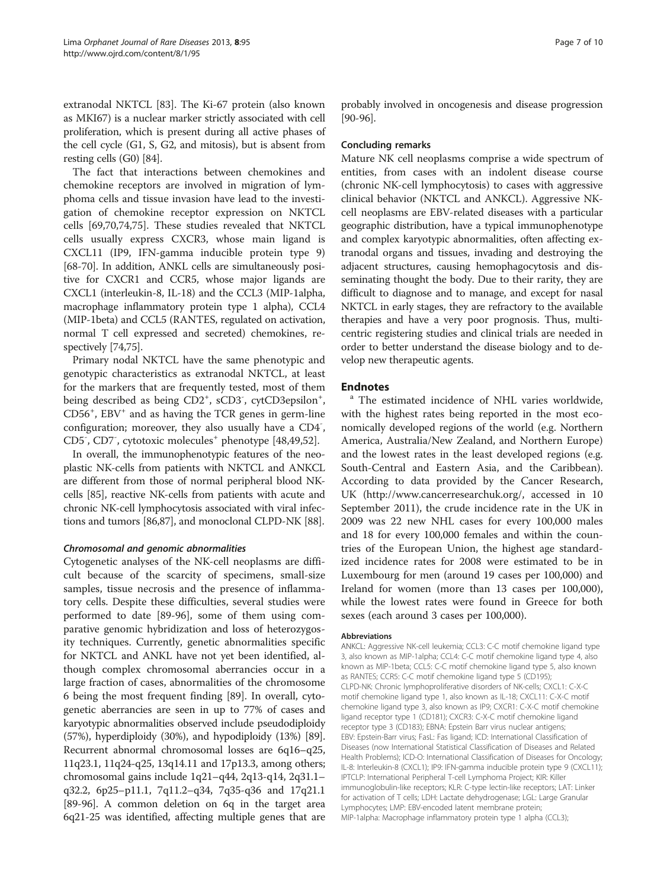extranodal NKTCL [83]. The Ki-67 protein (also known as MKI67) is a nuclear marker strictly associated with cell proliferation, which is present during all active phases of the cell cycle (G1, S, G2, and mitosis), but is absent from resting cells (G0) [84].

The fact that interactions between chemokines and chemokine receptors are involved in migration of lymphoma cells and tissue invasion have lead to the investigation of chemokine receptor expression on NKTCL cells [69,70,74,75]. These studies revealed that NKTCL cells usually express CXCR3, whose main ligand is CXCL11 (IP9, IFN-gamma inducible protein type 9) [68-70]. In addition, ANKL cells are simultaneously positive for CXCR1 and CCR5, whose major ligands are CXCL1 (interleukin-8, IL-18) and the CCL3 (MIP-1alpha, macrophage inflammatory protein type 1 alpha), CCL4 (MIP-1beta) and CCL5 (RANTES, regulated on activation, normal T cell expressed and secreted) chemokines, respectively [74,75].

Primary nodal NKTCL have the same phenotypic and genotypic characteristics as extranodal NKTCL, at least for the markers that are frequently tested, most of them being described as being CD2$^{+}$, sCD3$^{-}$, cytCD3epsilon$^{+}$, CD56$^{+}$, EBV$^{+}$ and as having the TCR genes in germ-line configuration; moreover, they also usually have a CD4$^{-}$, CD5$^{-}$, CD7$^{-}$, cytotoxic molecules$^{+}$ phenotype [48,49,52].

In overall, the immunophenotypic features of the neoplastic NK-cells from patients with NKTCL and ANKCL are different from those of normal peripheral blood NK-cells [85], reactive NK-cells from patients with acute and chronic NK-cell lymphocytosis associated with viral infections and tumors [86,87], and monoclonal CLPD-NK [88].

#### *Chromosomal and genomic abnormalities*

Cytogenetic analyses of the NK-cell neoplasms are difficult because of the scarcity of specimens, small-size samples, tissue necrosis and the presence of inflammatory cells. Despite these difficulties, several studies were performed to date [89-96], some of them using comparative genomic hybridization and loss of heterozygosity techniques. Currently, genetic abnormalities specific for NKTCL and ANKL have not yet been identified, although complex chromosomal aberrancies occur in a large fraction of cases, abnormalities of the chromosome 6 being the most frequent finding [89]. In overall, cytogenetic aberrancies are seen in up to 77% of cases and karyotypic abnormalities observed include pseudodiploidy (57%), hyperdiploidy (30%), and hypodiploidy (13%) [89]. Recurrent abnormal chromosomal losses are 6q16–q25, 11q23.1, 11q24-q25, 13q14.11 and 17p13.3, among others; chromosomal gains include 1q21–q44, 2q13-q14, 2q31.1–q32.2, 6p25–p11.1, 7q11.2–q34, 7q35-q36 and 17q21.1 [89-96]. A common deletion on 6q in the target area 6q21-25 was identified, affecting multiple genes that are probably involved in oncogenesis and disease progression [90-96].

### Concluding remarks

Mature NK cell neoplasms comprise a wide spectrum of entities, from cases with an indolent disease course (chronic NK-cell lymphocytosis) to cases with aggressive clinical behavior (NKTCL and ANKCL). Aggressive NK-cell neoplasms are EBV-related diseases with a particular geographic distribution, have a typical immunophenotype and complex karyotypic abnormalities, often affecting extranodal organs and tissues, invading and destroying the adjacent structures, causing hemophagocytosis and disseminating thought the body. Due to their rarity, they are difficult to diagnose and to manage, and except for nasal NKTCL in early stages, they are refractory to the available therapies and have a very poor prognosis. Thus, multicentric registering studies and clinical trials are needed in order to better understand the disease biology and to develop new therapeutic agents.

## Endnotes

[a] The estimated incidence of NHL varies worldwide, with the highest rates being reported in the most economically developed regions of the world (e.g. Northern America, Australia/New Zealand, and Northern Europe) and the lowest rates in the least developed regions (e.g. South-Central and Eastern Asia, and the Caribbean). According to data provided by the Cancer Research, UK (http://www.cancerresearchuk.org/, accessed in 10 September 2011), the crude incidence rate in the UK in 2009 was 22 new NHL cases for every 100,000 males and 18 for every 100,000 females and within the countries of the European Union, the highest age standardized incidence rates for 2008 were estimated to be in Luxembourg for men (around 19 cases per 100,000) and Ireland for women (more than 13 cases per 100,000), while the lowest rates were found in Greece for both sexes (each around 3 cases per 100,000).

#### Abbreviations

ANKCL: Aggressive NK-cell leukemia; CCL3: C-C motif chemokine ligand type 3, also known as MIP-1alpha; CCL4: C-C motif chemokine ligand type 4, also known as MIP-1beta; CCL5: C-C motif chemokine ligand type 5, also known as RANTES; CCR5: C-C motif chemokine ligand type 5 (CD195); CLPD-NK: Chronic lymphoproliferative disorders of NK-cells; CXCL1: C-X-C motif chemokine ligand type 1, also known as IL-18; CXCL11: C-X-C motif chemokine ligand type 3, also known as IP9; CXCR1: C-X-C motif chemokine ligand receptor type 1 (CD181); CXCR3: C-X-C motif chemokine ligand receptor type 3 (CD183); EBNA: Epstein Barr virus nuclear antigens; EBV: Epstein-Barr virus; FasL: Fas ligand; ICD: International Classification of Diseases (now International Statistical Classification of Diseases and Related Health Problems); ICD-O: International Classification of Diseases for Oncology; IL-8: Interleukin-8 (CXCL1); IP9: IFN-gamma inducible protein type 9 (CXCL11); IPTCLP: International Peripheral T-cell Lymphoma Project; KIR: Killer immunoglobulin-like receptors; KLR: C-type lectin-like receptors; LAT: Linker for activation of T cells; LDH: Lactate dehydrogenase; LGL: Large Granular Lymphocytes; LMP: EBV-encoded latent membrane protein; MIP-1alpha: Macrophage inflammatory protein type 1 alpha (CCL3);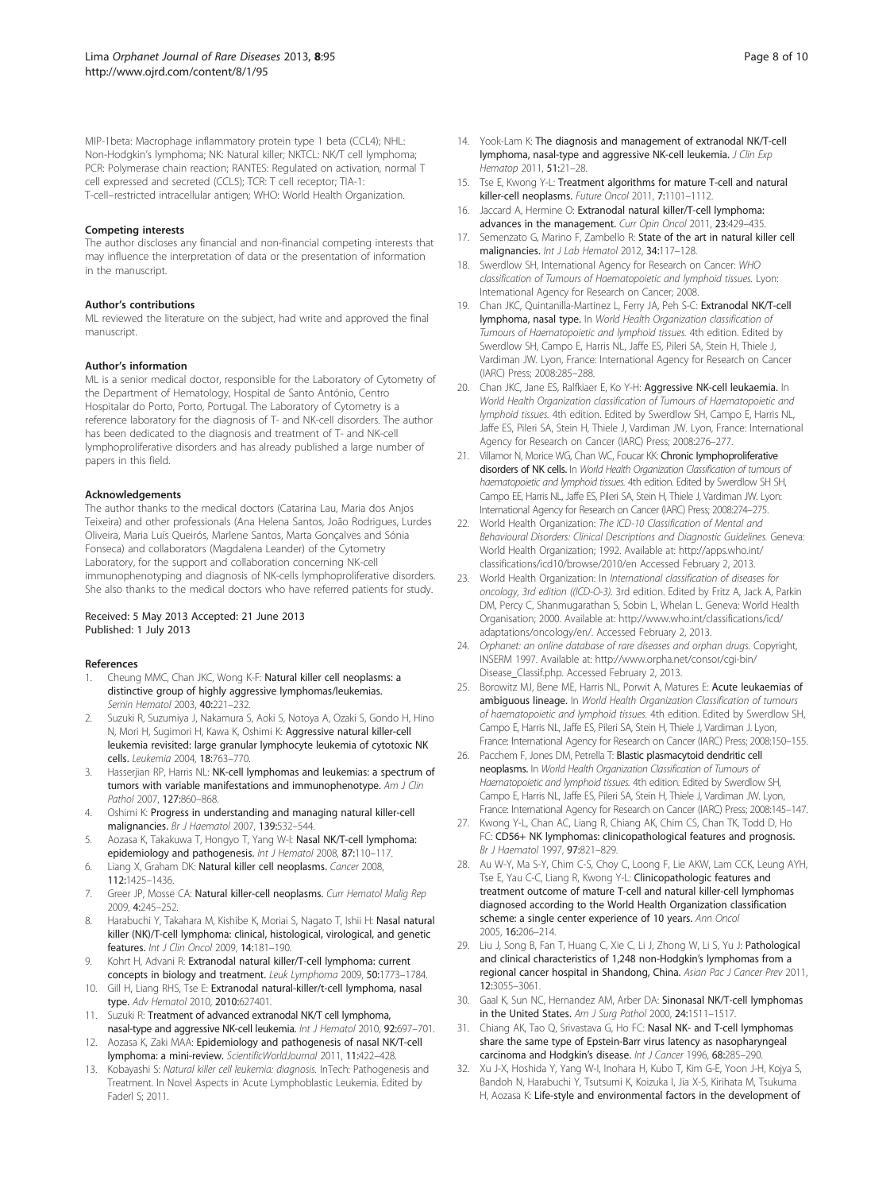MIP-1beta: Macrophage inflammatory protein type 1 beta (CCL4); NHL: Non-Hodgkin's lymphoma; NK: Natural killer; NKTCL: NK/T cell lymphoma; PCR: Polymerase chain reaction; RANTES: Regulated on activation, normal T cell expressed and secreted (CCL5); TCR: T cell receptor; TIA-1: T-cell–restricted intracellular antigen; WHO: World Health Organization.

#### Competing interests

The author discloses any financial and non-financial competing interests that may influence the interpretation of data or the presentation of information in the manuscript.

#### Author's contributions

ML reviewed the literature on the subject, had write and approved the final manuscript.

#### Author's information

ML is a senior medical doctor, responsible for the Laboratory of Cytometry of the Department of Hematology, Hospital de Santo António, Centro Hospitalar do Porto, Porto, Portugal. The Laboratory of Cytometry is a reference laboratory for the diagnosis of T- and NK-cell disorders. The author has been dedicated to the diagnosis and treatment of T- and NK-cell lymphoproliferative disorders and has already published a large number of papers in this field.

#### Acknowledgements

The author thanks to the medical doctors (Catarina Lau, Maria dos Anjos Teixeira) and other professionals (Ana Helena Santos, João Rodrigues, Lurdes Oliveira, Maria Luís Queirós, Marlene Santos, Marta Gonçalves and Sónia Fonseca) and collaborators (Magdalena Leander) of the Cytometry Laboratory, for the support and collaboration concerning NK-cell immunophenotyping and diagnosis of NK-cells lymphoproliferative disorders. She also thanks to the medical doctors who have referred patients for study.

Received: 5 May 2013 Accepted: 21 June 2013
Published: 1 July 2013

#### References

1. Cheung MMC, Chan JKC, Wong K-F: **Natural killer cell neoplasms: a distinctive group of highly aggressive lymphomas/leukemias.** *Semin Hematol* 2003, **40:**221–232.
2. Suzuki R, Suzumiya J, Nakamura S, Aoki S, Notoya A, Ozaki S, Gondo H, Hino N, Mori H, Sugimori H, Kawa K, Oshimi K: **Aggressive natural killer-cell leukemia revisited: large granular lymphocyte leukemia of cytotoxic NK cells.** *Leukemia* 2004, **18:**763–770.
3. Hasserjian RP, Harris NL: **NK-cell lymphomas and leukemias: a spectrum of tumors with variable manifestations and immunophenotype.** *Am J Clin Pathol* 2007, **127:**860–868.
4. Oshimi K: **Progress in understanding and managing natural killer-cell malignancies.** *Br J Haematol* 2007, **139:**532–544.
5. Aozasa K, Takakuwa T, Hongyo T, Yang W-I: **Nasal NK/T-cell lymphoma: epidemiology and pathogenesis.** *Int J Hematol* 2008, **87:**110–117.
6. Liang X, Graham DK: **Natural killer cell neoplasms.** *Cancer* 2008, **112:**1425–1436.
7. Greer JP, Mosse CA: **Natural killer-cell neoplasms.** *Curr Hematol Malig Rep* 2009, **4:**245–252.
8. Harabuchi Y, Takahara M, Kishibe K, Moriai S, Nagato T, Ishii H: **Nasal natural killer (NK)/T-cell lymphoma: clinical, histological, virological, and genetic features.** *Int J Clin Oncol* 2009, **14:**181–190.
9. Kohrt H, Advani R: **Extranodal natural killer/T-cell lymphoma: current concepts in biology and treatment.** *Leuk Lymphoma* 2009, **50:**1773–1784.
10. Gill H, Liang RHS, Tse E: **Extranodal natural-killer/t-cell lymphoma, nasal type.** *Adv Hematol* 2010, **2010:**627401.
11. Suzuki R: **Treatment of advanced extranodal NK/T cell lymphoma, nasal-type and aggressive NK-cell leukemia.** *Int J Hematol* 2010, **92:**697–701.
12. Aozasa K, Zaki MAA: **Epidemiology and pathogenesis of nasal NK/T-cell lymphoma: a mini-review.** *ScientificWorldJournal* 2011, **11:**422–428.
13. Kobayashi S: *Natural killer cell leukemia: diagnosis.* InTech: Pathogenesis and Treatment. In Novel Aspects in Acute Lymphoblastic Leukemia. Edited by Faderl S; 2011.
14. Yook-Lam K: **The diagnosis and management of extranodal NK/T-cell lymphoma, nasal-type and aggressive NK-cell leukemia.** *J Clin Exp Hematop* 2011, **51:**21–28.
15. Tse E, Kwong Y-L: **Treatment algorithms for mature T-cell and natural killer-cell neoplasms.** *Future Oncol* 2011, **7:**1101–1112.
16. Jaccard A, Hermine O: **Extranodal natural killer/T-cell lymphoma: advances in the management.** *Curr Opin Oncol* 2011, **23:**429–435.
17. Semenzato G, Marino F, Zambello R: **State of the art in natural killer cell malignancies.** *Int J Lab Hematol* 2012, **34:**117–128.
18. Swerdlow SH, International Agency for Research on Cancer: *WHO classification of Tumours of Haematopoietic and lymphoid tissues.* Lyon: International Agency for Research on Cancer; 2008.
19. Chan JKC, Quintanilla-Martinez L, Ferry JA, Peh S-C: **Extranodal NK/T-cell lymphoma, nasal type.** In *World Health Organization classification of Tumours of Haematopoietic and lymphoid tissues.* 4th edition. Edited by Swerdlow SH, Campo E, Harris NL, Jaffe ES, Pileri SA, Stein H, Thiele J, Vardiman JW. Lyon, France: International Agency for Research on Cancer (IARC) Press; 2008:285–288.
20. Chan JKC, Jane ES, Ralfkiaer E, Ko Y-H: **Aggressive NK-cell leukaemia.** In *World Health Organization classification of Tumours of Haematopoietic and lymphoid tissues.* 4th edition. Edited by Swerdlow SH, Campo E, Harris NL, Jaffe ES, Pileri SA, Stein H, Thiele J, Vardiman JW. Lyon, France: International Agency for Research on Cancer (IARC) Press; 2008:276–277.
21. Villamor N, Morice WG, Chan WC, Foucar KK: **Chronic lymphoproliferative disorders of NK cells.** In *World Health Organization Classification of tumours of haematopoietic and lymphoid tissues.* 4th edition. Edited by Swerdlow SH SH, Campo EE, Harris NL, Jaffe ES, Pileri SA, Stein H, Thiele J, Vardiman JW. Lyon: International Agency for Research on Cancer (IARC) Press; 2008:274–275.
22. World Health Organization: *The ICD-10 Classification of Mental and Behavioural Disorders: Clinical Descriptions and Diagnostic Guidelines.* Geneva: World Health Organization; 1992. Available at: http://apps.who.int/classifications/icd10/browse/2010/en Accessed February 2, 2013.
23. World Health Organization: In *International classification of diseases for oncology, 3rd edition ((ICD-O-3).* 3rd edition. Edited by Fritz A, Jack A, Parkin DM, Percy C, Shanmugarathan S, Sobin L, Whelan L. Geneva: World Health Organisation; 2000. Available at: http://www.who.int/classifications/icd/adaptations/oncology/en/. Accessed February 2, 2013.
24. *Orphanet: an online database of rare diseases and orphan drugs.* Copyright, INSERM 1997. Available at: http://www.orpha.net/consor/cgi-bin/Disease_Classif.php. Accessed February 2, 2013.
25. Borowitz MJ, Bene ME, Harris NL, Porwit A, Matures E: **Acute leukaemias of ambiguous lineage.** In *World Health Organization Classification of tumours of haematopoietic and lymphoid tissues.* 4th edition. Edited by Swerdlow SH, Campo E, Harris NL, Jaffe ES, Pileri SA, Stein H, Thiele J, Vardiman J. Lyon, France: International Agency for Research on Cancer (IARC) Press; 2008:150–155.
26. Pacchem F, Jones DM, Petrella T: **Blastic plasmacytoid dendritic cell neoplasms.** In *World Health Organization Classification of Tumours of Haematopoietic and lymphoid tissues.* 4th edition. Edited by Swerdlow SH, Campo E, Harris NL, Jaffe ES, Pileri SA, Stein H, Thiele J, Vardiman JW. Lyon, France: International Agency for Research on Cancer (IARC) Press; 2008:145–147.
27. Kwong Y-L, Chan AC, Liang R, Chiang AK, Chim CS, Chan TK, Todd D, Ho FC: **CD56+ NK lymphomas: clinicopathological features and prognosis.** *Br J Haematol* 1997, **97:**821–829.
28. Au W-Y, Ma S-Y, Chim C-S, Choy C, Loong F, Lie AKW, Lam CCK, Leung AYH, Tse E, Yau C-C, Liang R, Kwong Y-L: **Clinicopathologic features and treatment outcome of mature T-cell and natural killer-cell lymphomas diagnosed according to the World Health Organization classification scheme: a single center experience of 10 years.** *Ann Oncol* 2005, **16:**206–214.
29. Liu J, Song B, Fan T, Huang C, Xie C, Li J, Zhong W, Li S, Yu J: **Pathological and clinical characteristics of 1,248 non-Hodgkin's lymphomas from a regional cancer hospital in Shandong, China.** *Asian Pac J Cancer Prev* 2011, **12:**3055–3061.
30. Gaal K, Sun NC, Hernandez AM, Arber DA: **Sinonasal NK/T-cell lymphomas in the United States.** *Am J Surg Pathol* 2000, **24:**1511–1517.
31. Chiang AK, Tao Q, Srivastava G, Ho FC: **Nasal NK- and T-cell lymphomas share the same type of Epstein-Barr virus latency as nasopharyngeal carcinoma and Hodgkin's disease.** *Int J Cancer* 1996, **68:**285–290.
32. Xu J-X, Hoshida Y, Yang W-I, Inohara H, Kubo T, Kim G-E, Yoon J-H, Kojya S, Bandoh N, Harabuchi Y, Tsutsumi K, Koizuka I, Jia X-S, Kirihata M, Tsukuma H, Aozasa K: **Life-style and environmental factors in the development of**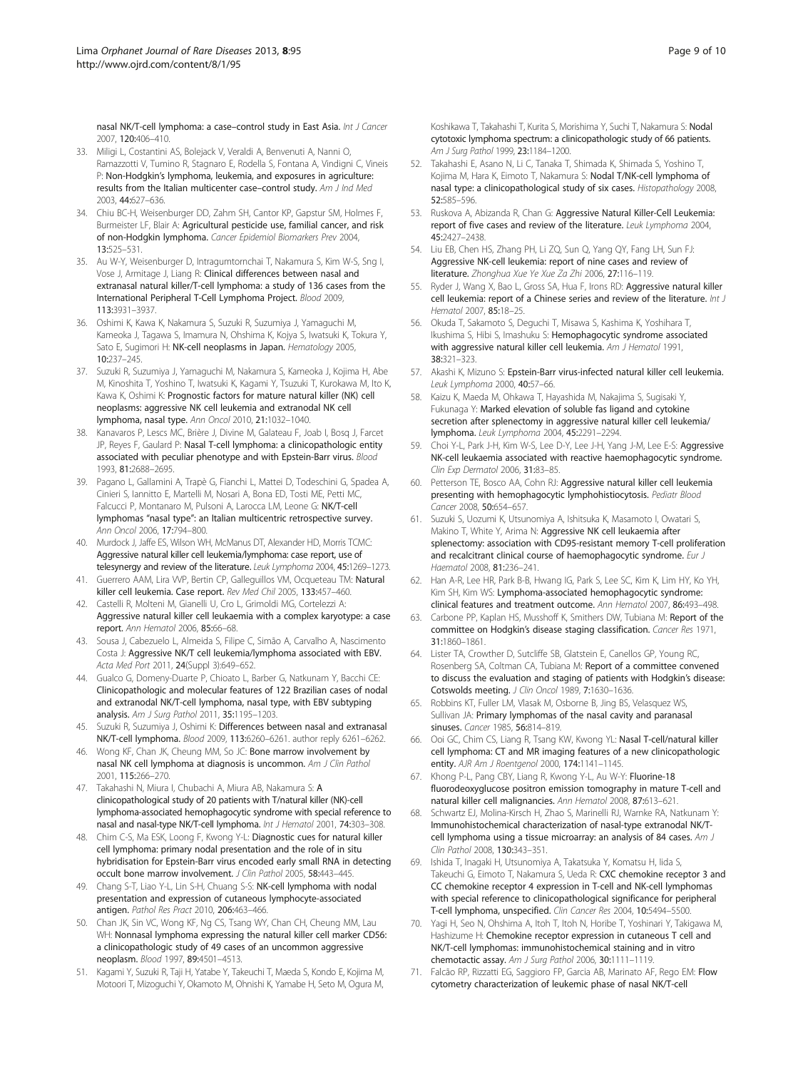nasal NK/T-cell lymphoma: a case–control study in East Asia. *Int J Cancer* 2007, **120:**406–410.

33. Miligi L, Costantini AS, Bolejack V, Veraldi A, Benvenuti A, Nanni O, Ramazzotti V, Tumino R, Stagnaro E, Rodella S, Fontana A, Vindigni C, Vineis P: **Non-Hodgkin's lymphoma, leukemia, and exposures in agriculture: results from the Italian multicenter case–control study.** *Am J Ind Med* 2003, **44:**627–636.
34. Chiu BC-H, Weisenburger DD, Zahm SH, Cantor KP, Gapstur SM, Holmes F, Burmeister LF, Blair A: **Agricultural pesticide use, familial cancer, and risk of non-Hodgkin lymphoma.** *Cancer Epidemiol Biomarkers Prev* 2004, **13:**525–531.
35. Au W-Y, Weisenburger D, Intragumtornchai T, Nakamura S, Kim W-S, Sng I, Vose J, Armitage J, Liang R: **Clinical differences between nasal and extranasal natural killer/T-cell lymphoma: a study of 136 cases from the International Peripheral T-Cell Lymphoma Project.** *Blood* 2009, **113:**3931–3937.
36. Oshimi K, Kawa K, Nakamura S, Suzuki R, Suzumiya J, Yamaguchi M, Kameoka J, Tagawa S, Imamura N, Ohshima K, Kojya S, Iwatsuki K, Tokura Y, Sato E, Sugimori H: **NK-cell neoplasms in Japan.** *Hematology* 2005, **10:**237–245.
37. Suzuki R, Suzumiya J, Yamaguchi M, Nakamura S, Kameoka J, Kojima H, Abe M, Kinoshita T, Yoshino T, Iwatsuki K, Kagami Y, Tsuzuki T, Kurokawa M, Ito K, Kawa K, Oshimi K: **Prognostic factors for mature natural killer (NK) cell neoplasms: aggressive NK cell leukemia and extranodal NK cell lymphoma, nasal type.** *Ann Oncol* 2010, **21:**1032–1040.
38. Kanavaros P, Lescs MC, Brière J, Divine M, Galateau F, Joab I, Bosq J, Farcet JP, Reyes F, Gaulard P: **Nasal T-cell lymphoma: a clinicopathologic entity associated with peculiar phenotype and with Epstein-Barr virus.** *Blood* 1993, **81:**2688–2695.
39. Pagano L, Gallamini A, Trapè G, Fianchi L, Mattei D, Todeschini G, Spadea A, Cinieri S, Iannitto E, Martelli M, Nosari A, Bona ED, Tosti ME, Petti MC, Falcucci P, Montanaro M, Pulsoni A, Larocca LM, Leone G: **NK/T-cell lymphomas "nasal type": an Italian multicentric retrospective survey.** *Ann Oncol* 2006, **17:**794–800.
40. Murdock J, Jaffe ES, Wilson WH, McManus DT, Alexander HD, Morris TCMC: **Aggressive natural killer cell leukemia/lymphoma: case report, use of telesynergy and review of the literature.** *Leuk Lymphoma* 2004, **45:**1269–1273.
41. Guerrero AAM, Lira VVP, Bertin CP, Galleguillos VM, Ocqueteau TM: **Natural killer cell leukemia. Case report.** *Rev Med Chil* 2005, **133:**457–460.
42. Castelli R, Molteni M, Gianelli U, Cro L, Grimoldi MG, Cortelezzi A: **Aggressive natural killer cell leukaemia with a complex karyotype: a case report.** *Ann Hematol* 2006, **85:**66–68.
43. Sousa J, Cabezuelo L, Almeida S, Filipe C, Simão A, Carvalho A, Nascimento Costa J: **Aggressive NK/T cell leukemia/lymphoma associated with EBV.** *Acta Med Port* 2011, **24**(Suppl 3):649–652.
44. Gualco G, Domeny-Duarte P, Chioato L, Barber G, Natkunam Y, Bacchi CE: **Clinicopathologic and molecular features of 122 Brazilian cases of nodal and extranodal NK/T-cell lymphoma, nasal type, with EBV subtyping analysis.** *Am J Surg Pathol* 2011, **35:**1195–1203.
45. Suzuki R, Suzumiya J, Oshimi K: **Differences between nasal and extranasal NK/T-cell lymphoma.** *Blood* 2009, **113:**6260–6261. author reply 6261–6262.
46. Wong KF, Chan JK, Cheung MM, So JC: **Bone marrow involvement by nasal NK cell lymphoma at diagnosis is uncommon.** *Am J Clin Pathol* 2001, **115:**266–270.
47. Takahashi N, Miura I, Chubachi A, Miura AB, Nakamura S: **A clinicopathological study of 20 patients with T/natural killer (NK)-cell lymphoma-associated hemophagocytic syndrome with special reference to nasal and nasal-type NK/T-cell lymphoma.** *Int J Hematol* 2001, **74:**303–308.
48. Chim C-S, Ma ESK, Loong F, Kwong Y-L: **Diagnostic cues for natural killer cell lymphoma: primary nodal presentation and the role of in situ hybridisation for Epstein-Barr virus encoded early small RNA in detecting occult bone marrow involvement.** *J Clin Pathol* 2005, **58:**443–445.
49. Chang S-T, Liao Y-L, Lin S-H, Chuang S-S: **NK-cell lymphoma with nodal presentation and expression of cutaneous lymphocyte-associated antigen.** *Pathol Res Pract* 2010, **206:**463–466.
50. Chan JK, Sin VC, Wong KF, Ng CS, Tsang WY, Chan CH, Cheung MM, Lau WH: **Nonnasal lymphoma expressing the natural killer cell marker CD56: a clinicopathologic study of 49 cases of an uncommon aggressive neoplasm.** *Blood* 1997, **89:**4501–4513.
51. Kagami Y, Suzuki R, Taji H, Yatabe Y, Takeuchi T, Maeda S, Kondo E, Kojima M, Motoori T, Mizoguchi Y, Okamoto M, Ohnishi K, Yamabe H, Seto M, Ogura M, Koshikawa T, Takahashi T, Kurita S, Morishima Y, Suchi T, Nakamura S: **Nodal cytotoxic lymphoma spectrum: a clinicopathologic study of 66 patients.** *Am J Surg Pathol* 1999, **23:**1184–1200.
52. Takahashi E, Asano N, Li C, Tanaka T, Shimada K, Shimada S, Yoshino T, Kojima M, Hara K, Eimoto T, Nakamura S: **Nodal T/NK-cell lymphoma of nasal type: a clinicopathological study of six cases.** *Histopathology* 2008, **52:**585–596.
53. Ruskova A, Abizanda R, Chan G: **Aggressive Natural Killer-Cell Leukemia: report of five cases and review of the literature.** *Leuk Lymphoma* 2004, **45:**2427–2438.
54. Liu EB, Chen HS, Zhang PH, Li ZQ, Sun Q, Yang QY, Fang LH, Sun FJ: **Aggressive NK-cell leukemia: report of nine cases and review of literature.** *Zhonghua Xue Ye Xue Za Zhi* 2006, **27:**116–119.
55. Ryder J, Wang X, Bao L, Gross SA, Hua F, Irons RD: **Aggressive natural killer cell leukemia: report of a Chinese series and review of the literature.** *Int J Hematol* 2007, **85:**18–25.
56. Okuda T, Sakamoto S, Deguchi T, Misawa S, Kashima K, Yoshihara T, Ikushima S, Hibi S, Imashuku S: **Hemophagocytic syndrome associated with aggressive natural killer cell leukemia.** *Am J Hematol* 1991, **38:**321–323.
57. Akashi K, Mizuno S: **Epstein-Barr virus-infected natural killer cell leukemia.** *Leuk Lymphoma* 2000, **40:**57–66.
58. Kaizu K, Maeda M, Ohkawa T, Hayashida M, Nakajima S, Sugisaki Y, Fukunaga Y: **Marked elevation of soluble fas ligand and cytokine secretion after splenectomy in aggressive natural killer cell leukemia/lymphoma.** *Leuk Lymphoma* 2004, **45:**2291–2294.
59. Choi Y-L, Park J-H, Kim W-S, Lee D-Y, Lee J-H, Yang J-M, Lee E-S: **Aggressive NK-cell leukaemia associated with reactive haemophagocytic syndrome.** *Clin Exp Dermatol* 2006, **31:**83–85.
60. Petterson TE, Bosco AA, Cohn RJ: **Aggressive natural killer cell leukemia presenting with hemophagocytic lymphohistiocytosis.** *Pediatr Blood Cancer* 2008, **50:**654–657.
61. Suzuki S, Uozumi K, Utsunomiya A, Ishitsuka K, Masamoto I, Owatari S, Makino T, White Y, Arima N: **Aggressive NK cell leukaemia after splenectomy: association with CD95-resistant memory T-cell proliferation and recalcitrant clinical course of haemophagocytic syndrome.** *Eur J Haematol* 2008, **81:**236–241.
62. Han A-R, Lee HR, Park B-B, Hwang IG, Park S, Lee SC, Kim K, Lim HY, Ko YH, Kim SH, Kim WS: **Lymphoma-associated hemophagocytic syndrome: clinical features and treatment outcome.** *Ann Hematol* 2007, **86:**493–498.
63. Carbone PP, Kaplan HS, Musshoff K, Smithers DW, Tubiana M: **Report of the committee on Hodgkin's disease staging classification.** *Cancer Res* 1971, **31:**1860–1861.
64. Lister TA, Crowther D, Sutcliffe SB, Glatstein E, Canellos GP, Young RC, Rosenberg SA, Coltman CA, Tubiana M: **Report of a committee convened to discuss the evaluation and staging of patients with Hodgkin's disease: Cotswolds meeting.** *J Clin Oncol* 1989, **7:**1630–1636.
65. Robbins KT, Fuller LM, Vlasak M, Osborne B, Jing BS, Velasquez WS, Sullivan JA: **Primary lymphomas of the nasal cavity and paranasal sinuses.** *Cancer* 1985, **56:**814–819.
66. Ooi GC, Chim CS, Liang R, Tsang KW, Kwong YL: **Nasal T-cell/natural killer cell lymphoma: CT and MR imaging features of a new clinicopathologic entity.** *AJR Am J Roentgenol* 2000, **174:**1141–1145.
67. Khong P-L, Pang CBY, Liang R, Kwong Y-L, Au W-Y: **Fluorine-18 fluorodeoxyglucose positron emission tomography in mature T-cell and natural killer cell malignancies.** *Ann Hematol* 2008, **87:**613–621.
68. Schwartz EJ, Molina-Kirsch H, Zhao S, Marinelli RJ, Warnke RA, Natkunam Y: **Immunohistochemical characterization of nasal-type extranodal NK/T-cell lymphoma using a tissue microarray: an analysis of 84 cases.** *Am J Clin Pathol* 2008, **130:**343–351.
69. Ishida T, Inagaki H, Utsunomiya A, Takatsuka Y, Komatsu H, Iida S, Takeuchi G, Eimoto T, Nakamura S, Ueda R: **CXC chemokine receptor 3 and CC chemokine receptor 4 expression in T-cell and NK-cell lymphomas with special reference to clinicopathological significance for peripheral T-cell lymphoma, unspecified.** *Clin Cancer Res* 2004, **10:**5494–5500.
70. Yagi H, Seo N, Ohshima A, Itoh T, Itoh N, Horibe T, Yoshinari Y, Takigawa M, Hashizume H: **Chemokine receptor expression in cutaneous T cell and NK/T-cell lymphomas: immunohistochemical staining and in vitro chemotactic assay.** *Am J Surg Pathol* 2006, **30:**1111–1119.
71. Falcão RP, Rizzatti EG, Saggioro FP, Garcia AB, Marinato AF, Rego EM: **Flow cytometry characterization of leukemic phase of nasal NK/T-cell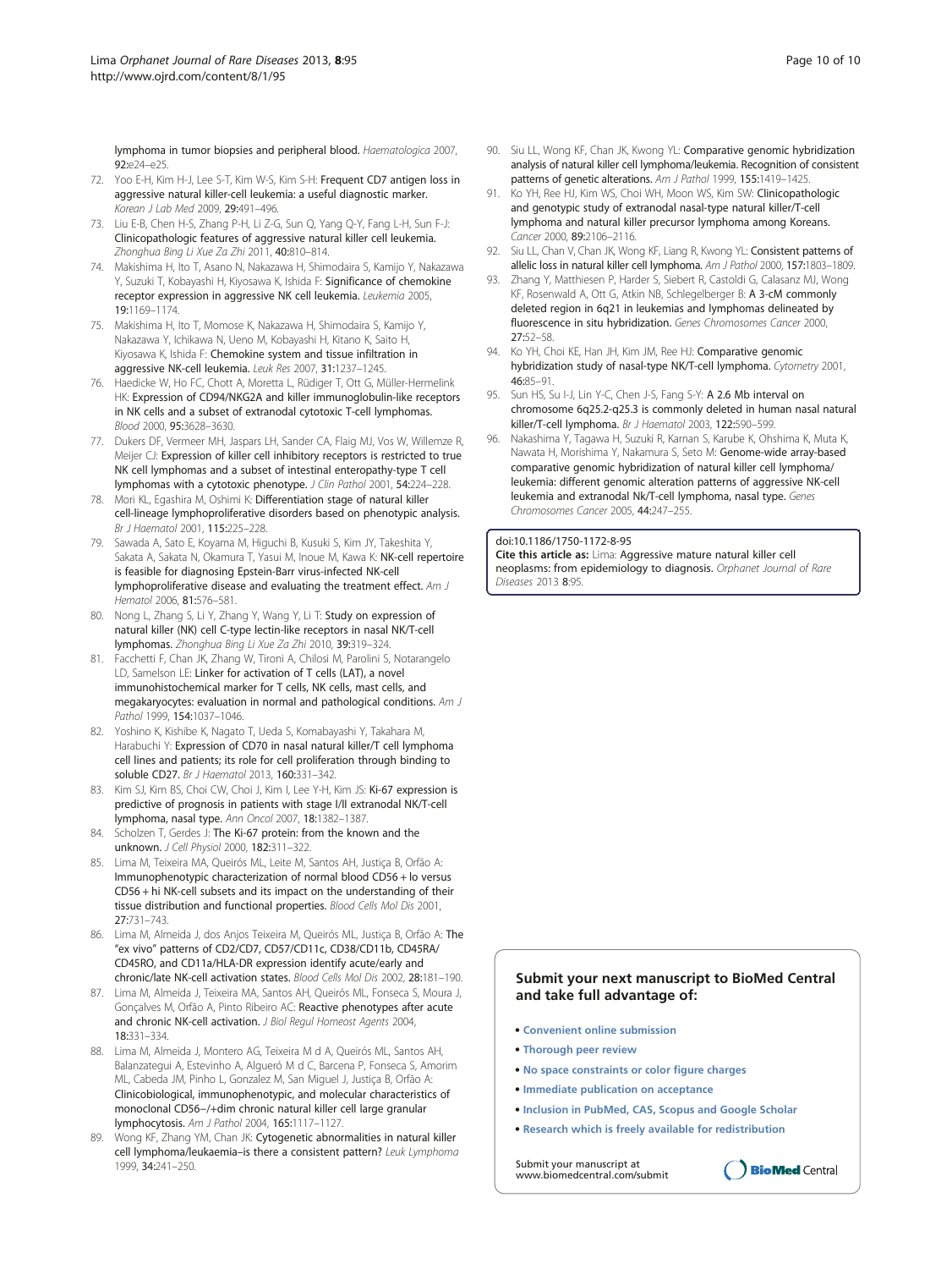lymphoma in tumor biopsies and peripheral blood. *Haematologica* 2007, **92**:e24–e25.

72. Yoo E-H, Kim H-J, Lee S-T, Kim W-S, Kim S-H: **Frequent CD7 antigen loss in aggressive natural killer-cell leukemia: a useful diagnostic marker.** *Korean J Lab Med* 2009, **29**:491–496.
73. Liu E-B, Chen H-S, Zhang P-H, Li Z-G, Sun Q, Yang Q-Y, Fang L-H, Sun F-J: **Clinicopathologic features of aggressive natural killer cell leukemia.** *Zhonghua Bing Li Xue Za Zhi* 2011, **40**:810–814.
74. Makishima H, Ito T, Asano N, Nakazawa H, Shimodaira S, Kamijo Y, Nakazawa Y, Suzuki T, Kobayashi H, Kiyosawa K, Ishida F: **Significance of chemokine receptor expression in aggressive NK cell leukemia.** *Leukemia* 2005, **19**:1169–1174.
75. Makishima H, Ito T, Momose K, Nakazawa H, Shimodaira S, Kamijo Y, Nakazawa Y, Ichikawa N, Ueno M, Kobayashi H, Kitano K, Saito H, Kiyosawa K, Ishida F: **Chemokine system and tissue infiltration in aggressive NK-cell leukemia.** *Leuk Res* 2007, **31**:1237–1245.
76. Haedicke W, Ho FC, Chott A, Moretta L, Rüdiger T, Ott G, Müller-Hermelink HK: **Expression of CD94/NKG2A and killer immunoglobulin-like receptors in NK cells and a subset of extranodal cytotoxic T-cell lymphomas.** *Blood* 2000, **95**:3628–3630.
77. Dukers DF, Vermeer MH, Jaspars LH, Sander CA, Flaig MJ, Vos W, Willemze R, Meijer CJ: **Expression of killer cell inhibitory receptors is restricted to true NK cell lymphomas and a subset of intestinal enteropathy-type T cell lymphomas with a cytotoxic phenotype.** *J Clin Pathol* 2001, **54**:224–228.
78. Mori KL, Egashira M, Oshimi K: **Differentiation stage of natural killer cell-lineage lymphoproliferative disorders based on phenotypic analysis.** *Br J Haematol* 2001, **115**:225–228.
79. Sawada A, Sato E, Koyama M, Higuchi B, Kusuki S, Kim JY, Takeshita Y, Sakata A, Sakata N, Okamura T, Yasui M, Inoue M, Kawa K: **NK-cell repertoire is feasible for diagnosing Epstein-Barr virus-infected NK-cell lymphoproliferative disease and evaluating the treatment effect.** *Am J Hematol* 2006, **81**:576–581.
80. Nong L, Zhang S, Li Y, Zhang Y, Wang Y, Li T: **Study on expression of natural killer (NK) cell C-type lectin-like receptors in nasal NK/T-cell lymphomas.** *Zhonghua Bing Li Xue Za Zhi* 2010, **39**:319–324.
81. Facchetti F, Chan JK, Zhang W, Tironi A, Chilosi M, Parolini S, Notarangelo LD, Samelson LE: **Linker for activation of T cells (LAT), a novel immunohistochemical marker for T cells, NK cells, mast cells, and megakaryocytes: evaluation in normal and pathological conditions.** *Am J Pathol* 1999, **154**:1037–1046.
82. Yoshino K, Kishibe K, Nagato T, Ueda S, Komabayashi Y, Takahara M, Harabuchi Y: **Expression of CD70 in nasal natural killer/T cell lymphoma cell lines and patients; its role for cell proliferation through binding to soluble CD27.** *Br J Haematol* 2013, **160**:331–342.
83. Kim SJ, Kim BS, Choi CW, Choi J, Kim I, Lee Y-H, Kim JS: **Ki-67 expression is predictive of prognosis in patients with stage I/II extranodal NK/T-cell lymphoma, nasal type.** *Ann Oncol* 2007, **18**:1382–1387.
84. Scholzen T, Gerdes J: **The Ki-67 protein: from the known and the unknown.** *J Cell Physiol* 2000, **182**:311–322.
85. Lima M, Teixeira MA, Queirós ML, Leite M, Santos AH, Justiça B, Orfão A: **Immunophenotypic characterization of normal blood CD56 + lo versus CD56 + hi NK-cell subsets and its impact on the understanding of their tissue distribution and functional properties.** *Blood Cells Mol Dis* 2001, **27**:731–743.
86. Lima M, Almeida J, dos Anjos Teixeira M, Queirós ML, Justiça B, Orfão A: **The "ex vivo" patterns of CD2/CD7, CD57/CD11c, CD38/CD11b, CD45RA/CD45RO, and CD11a/HLA-DR expression identify acute/early and chronic/late NK-cell activation states.** *Blood Cells Mol Dis* 2002, **28**:181–190.
87. Lima M, Almeida J, Teixeira MA, Santos AH, Queirós ML, Fonseca S, Moura J, Gonçalves M, Orfão A, Pinto Ribeiro AC: **Reactive phenotypes after acute and chronic NK-cell activation.** *J Biol Regul Homeost Agents* 2004, **18**:331–334.
88. Lima M, Almeida J, Montero AG, Teixeira M d A, Queirós ML, Santos AH, Balanzategui A, Estevinho A, Algueró M d C, Barcena P, Fonseca S, Amorim ML, Cabeda JM, Pinho L, Gonzalez M, San Miguel J, Justiça B, Orfão A: **Clinicobiological, immunophenotypic, and molecular characteristics of monoclonal CD56−/+dim chronic natural killer cell large granular lymphocytosis.** *Am J Pathol* 2004, **165**:1117–1127.
89. Wong KF, Zhang YM, Chan JK: **Cytogenetic abnormalities in natural killer cell lymphoma/leukaemia–is there a consistent pattern?** *Leuk Lymphoma* 1999, **34**:241–250.
90. Siu LL, Wong KF, Chan JK, Kwong YL: **Comparative genomic hybridization analysis of natural killer cell lymphoma/leukemia. Recognition of consistent patterns of genetic alterations.** *Am J Pathol* 1999, **155**:1419–1425.
91. Ko YH, Ree HJ, Kim WS, Choi WH, Moon WS, Kim SW: **Clinicopathologic and genotypic study of extranodal nasal-type natural killer/T-cell lymphoma and natural killer precursor lymphoma among Koreans.** *Cancer* 2000, **89**:2106–2116.
92. Siu LL, Chan V, Chan JK, Wong KF, Liang R, Kwong YL: **Consistent patterns of allelic loss in natural killer cell lymphoma.** *Am J Pathol* 2000, **157**:1803–1809.
93. Zhang Y, Matthiesen P, Harder S, Siebert R, Castoldi G, Calasanz MJ, Wong KF, Rosenwald A, Ott G, Atkin NB, Schlegelberger B: **A 3-cM commonly deleted region in 6q21 in leukemias and lymphomas delineated by fluorescence in situ hybridization.** *Genes Chromosomes Cancer* 2000, **27**:52–58.
94. Ko YH, Choi KE, Han JH, Kim JM, Ree HJ: **Comparative genomic hybridization study of nasal-type NK/T-cell lymphoma.** *Cytometry* 2001, **46**:85–91.
95. Sun HS, Su I-J, Lin Y-C, Chen J-S, Fang S-Y: **A 2.6 Mb interval on chromosome 6q25.2-q25.3 is commonly deleted in human nasal natural killer/T-cell lymphoma.** *Br J Haematol* 2003, **122**:590–599.
96. Nakashima Y, Tagawa H, Suzuki R, Karnan S, Karube K, Ohshima K, Muta K, Nawata H, Morishima Y, Nakamura S, Seto M: **Genome-wide array-based comparative genomic hybridization of natural killer cell lymphoma/leukemia: different genomic alteration patterns of aggressive NK-cell leukemia and extranodal Nk/T-cell lymphoma, nasal type.** *Genes Chromosomes Cancer* 2005, **44**:247–255.

doi:10.1186/1750-1172-8-95

**Cite this article as:** Lima: Aggressive mature natural killer cell neoplasms: from epidemiology to diagnosis. *Orphanet Journal of Rare Diseases* 2013 **8**:95.

**Submit your next manuscript to BioMed Central and take full advantage of:**

- **Convenient online submission**
- **Thorough peer review**
- **No space constraints or color figure charges**
- **Immediate publication on acceptance**
- **Inclusion in PubMed, CAS, Scopus and Google Scholar**
- **Research which is freely available for redistribution**

Submit your manuscript at www.biomedcentral.com/submit

BioMed Central